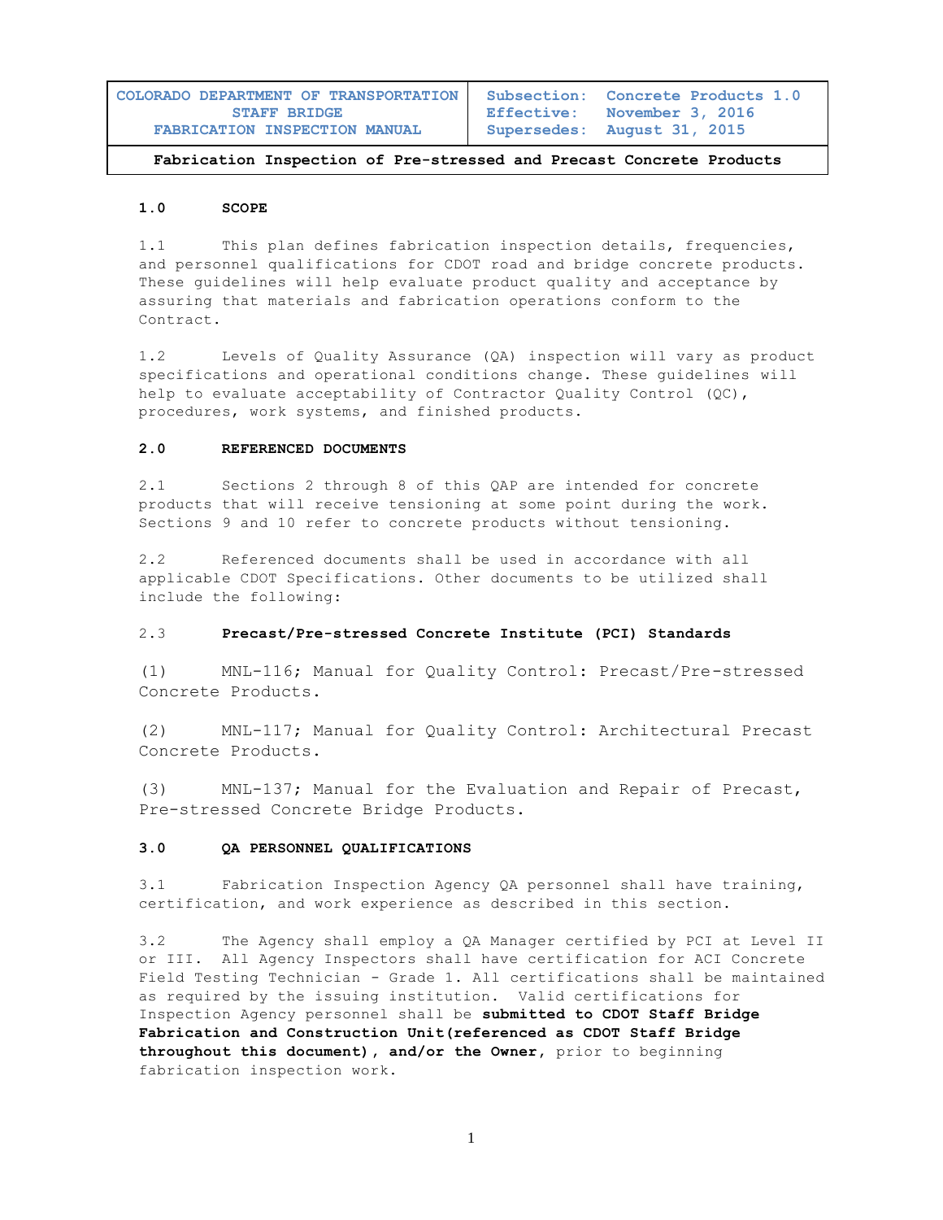| COLORADO DEPARTMENT OF TRANSPORTATION STAFF BRIDGE FABRICATION INSPECTION MANUAL | Subsection: Concrete Products 1.0 Effective: November 3, 2016 Supersedes: August 31, 2015 |
|---|---|

**Fabrication Inspection of Pre-stressed and Precast Concrete Products**

## 1.0 SCOPE

1.1 This plan defines fabrication inspection details, frequencies, and personnel qualifications for CDOT road and bridge concrete products. These guidelines will help evaluate product quality and acceptance by assuring that materials and fabrication operations conform to the Contract.

1.2 Levels of Quality Assurance (QA) inspection will vary as product specifications and operational conditions change. These guidelines will help to evaluate acceptability of Contractor Quality Control (QC), procedures, work systems, and finished products.

## 2.0 REFERENCED DOCUMENTS

2.1 Sections 2 through 8 of this QAP are intended for concrete products that will receive tensioning at some point during the work. Sections 9 and 10 refer to concrete products without tensioning.

2.2 Referenced documents shall be used in accordance with all applicable CDOT Specifications. Other documents to be utilized shall include the following:

2.3 **Precast/Pre-stressed Concrete Institute (PCI) Standards**

(1) MNL-116; Manual for Quality Control: Precast/Pre-stressed Concrete Products.

(2) MNL-117; Manual for Quality Control: Architectural Precast Concrete Products.

(3) MNL-137; Manual for the Evaluation and Repair of Precast, Pre-stressed Concrete Bridge Products.

## 3.0 QA PERSONNEL QUALIFICATIONS

3.1 Fabrication Inspection Agency QA personnel shall have training, certification, and work experience as described in this section.

3.2 The Agency shall employ a QA Manager certified by PCI at Level II or III. All Agency Inspectors shall have certification for ACI Concrete Field Testing Technician - Grade 1. All certifications shall be maintained as required by the issuing institution. Valid certifications for Inspection Agency personnel shall be **submitted to CDOT Staff Bridge Fabrication and Construction Unit(referenced as CDOT Staff Bridge throughout this document), and/or the Owner**, prior to beginning fabrication inspection work.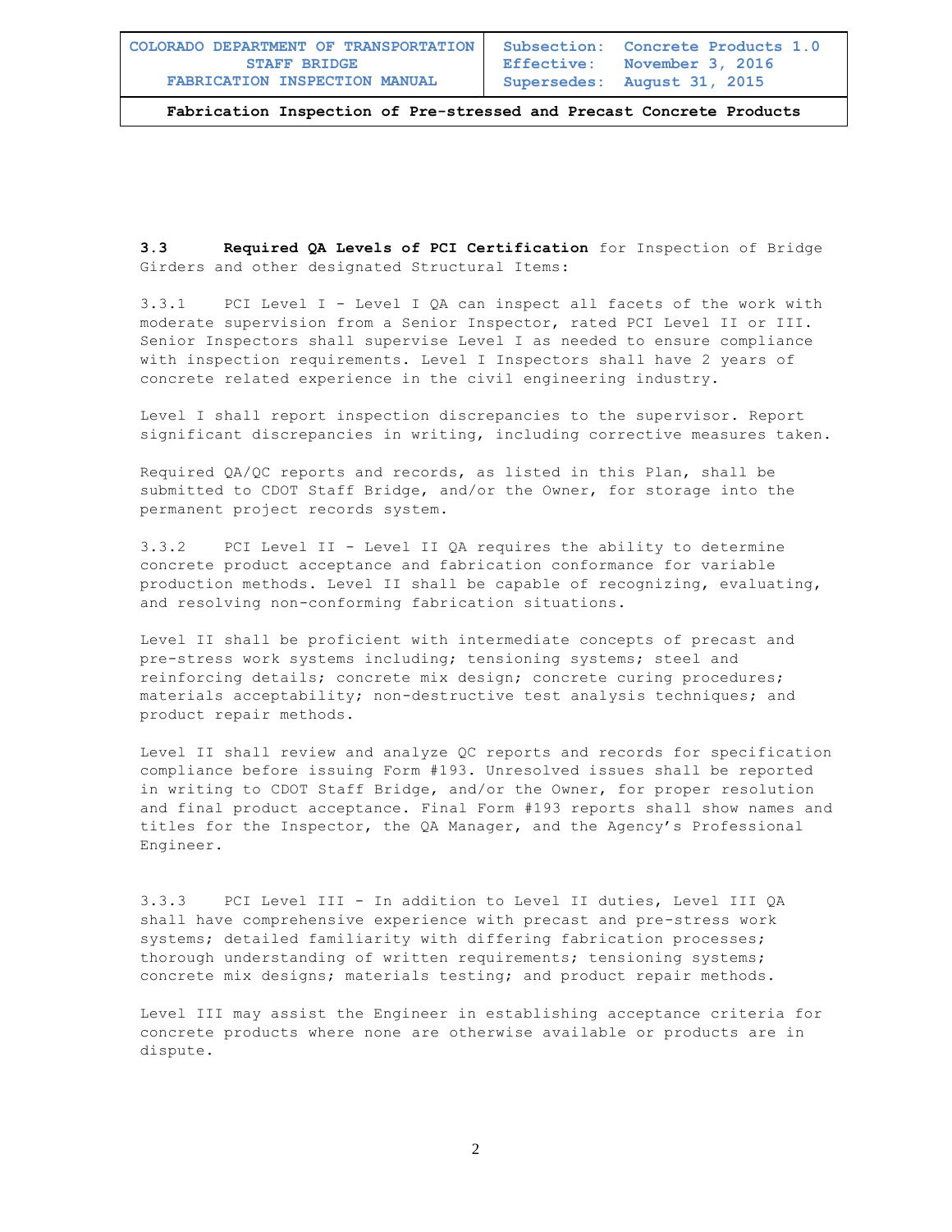### 3.3 Required QA Levels of PCI Certification for Inspection of Bridge Girders and other designated Structural Items:

3.3.1 PCI Level I - Level I QA can inspect all facets of the work with moderate supervision from a Senior Inspector, rated PCI Level II or III. Senior Inspectors shall supervise Level I as needed to ensure compliance with inspection requirements. Level I Inspectors shall have 2 years of concrete related experience in the civil engineering industry.

Level I shall report inspection discrepancies to the supervisor. Report significant discrepancies in writing, including corrective measures taken.

Required QA/QC reports and records, as listed in this Plan, shall be submitted to CDOT Staff Bridge, and/or the Owner, for storage into the permanent project records system.

3.3.2 PCI Level II - Level II QA requires the ability to determine concrete product acceptance and fabrication conformance for variable production methods. Level II shall be capable of recognizing, evaluating, and resolving non-conforming fabrication situations.

Level II shall be proficient with intermediate concepts of precast and pre-stress work systems including; tensioning systems; steel and reinforcing details; concrete mix design; concrete curing procedures; materials acceptability; non-destructive test analysis techniques; and product repair methods.

Level II shall review and analyze QC reports and records for specification compliance before issuing Form #193. Unresolved issues shall be reported in writing to CDOT Staff Bridge, and/or the Owner, for proper resolution and final product acceptance. Final Form #193 reports shall show names and titles for the Inspector, the QA Manager, and the Agency's Professional Engineer.

3.3.3 PCI Level III - In addition to Level II duties, Level III QA shall have comprehensive experience with precast and pre-stress work systems; detailed familiarity with differing fabrication processes; thorough understanding of written requirements; tensioning systems; concrete mix designs; materials testing; and product repair methods.

Level III may assist the Engineer in establishing acceptance criteria for concrete products where none are otherwise available or products are in dispute.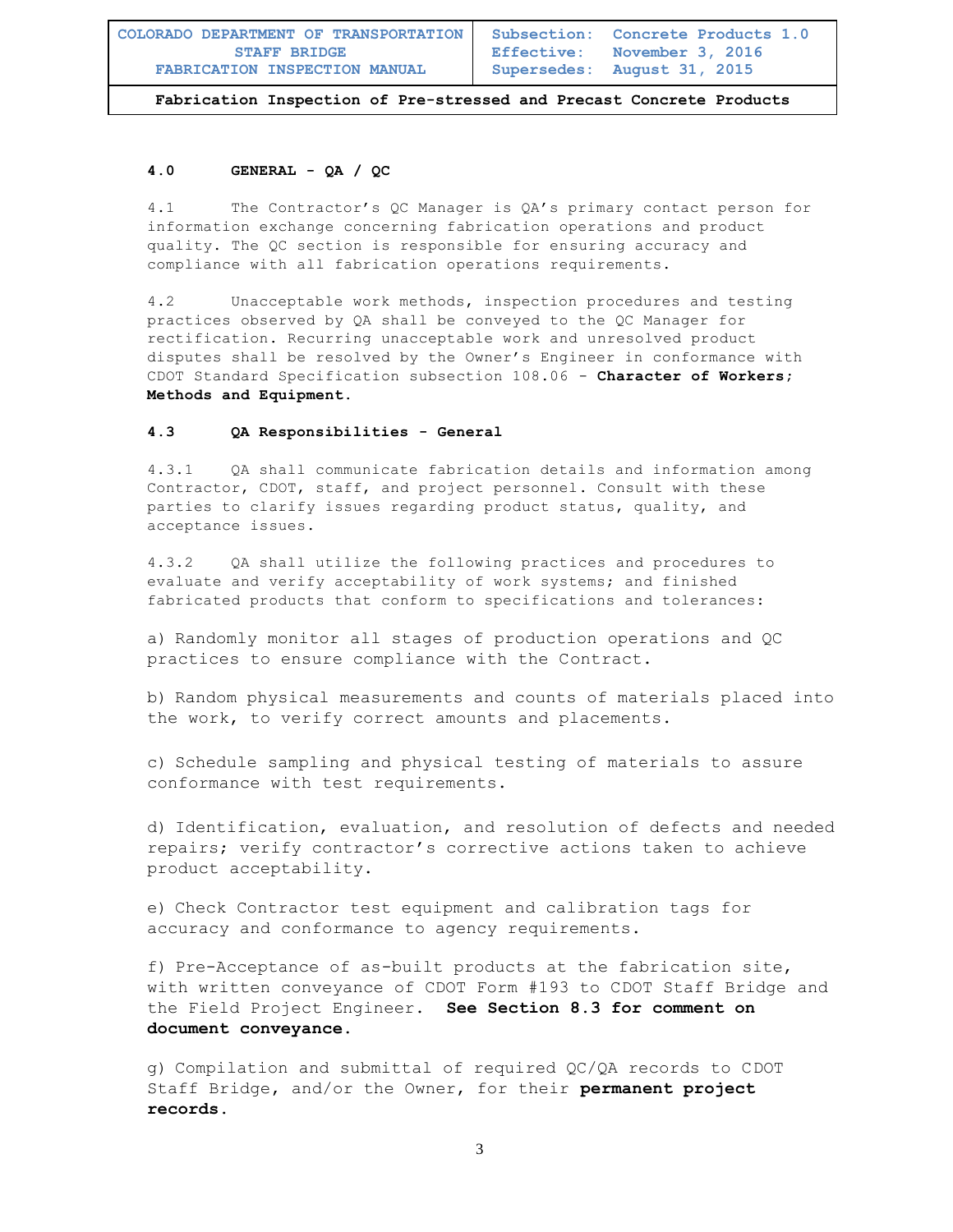## 4.0 GENERAL - QA / QC

4.1 The Contractor's QC Manager is QA's primary contact person for information exchange concerning fabrication operations and product quality. The QC section is responsible for ensuring accuracy and compliance with all fabrication operations requirements.

4.2 Unacceptable work methods, inspection procedures and testing practices observed by QA shall be conveyed to the QC Manager for rectification. Recurring unacceptable work and unresolved product disputes shall be resolved by the Owner's Engineer in conformance with CDOT Standard Specification subsection 108.06 - **Character of Workers; Methods and Equipment.**

### 4.3 QA Responsibilities - General

4.3.1 QA shall communicate fabrication details and information among Contractor, CDOT, staff, and project personnel. Consult with these parties to clarify issues regarding product status, quality, and acceptance issues.

4.3.2 QA shall utilize the following practices and procedures to evaluate and verify acceptability of work systems; and finished fabricated products that conform to specifications and tolerances:

a) Randomly monitor all stages of production operations and QC practices to ensure compliance with the Contract.

b) Random physical measurements and counts of materials placed into the work, to verify correct amounts and placements.

c) Schedule sampling and physical testing of materials to assure conformance with test requirements.

d) Identification, evaluation, and resolution of defects and needed repairs; verify contractor's corrective actions taken to achieve product acceptability.

e) Check Contractor test equipment and calibration tags for accuracy and conformance to agency requirements.

f) Pre-Acceptance of as-built products at the fabrication site, with written conveyance of CDOT Form #193 to CDOT Staff Bridge and the Field Project Engineer. **See Section 8.3 for comment on document conveyance.**

g) Compilation and submittal of required QC/QA records to CDOT Staff Bridge, and/or the Owner, for their **permanent project records.**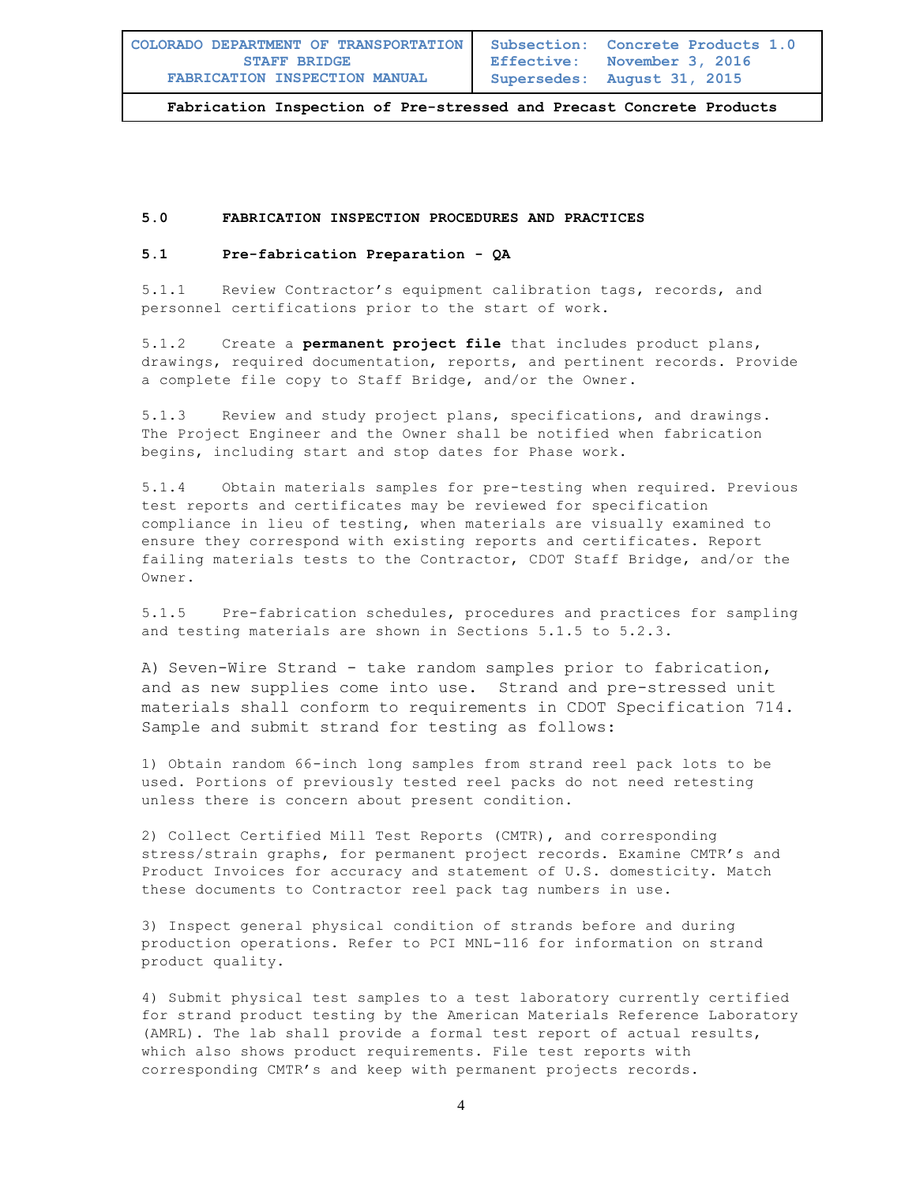## 5.0 FABRICATION INSPECTION PROCEDURES AND PRACTICES

### 5.1 Pre-fabrication Preparation - QA

5.1.1 Review Contractor's equipment calibration tags, records, and personnel certifications prior to the start of work.

5.1.2 Create a **permanent project file** that includes product plans, drawings, required documentation, reports, and pertinent records. Provide a complete file copy to Staff Bridge, and/or the Owner.

5.1.3 Review and study project plans, specifications, and drawings. The Project Engineer and the Owner shall be notified when fabrication begins, including start and stop dates for Phase work.

5.1.4 Obtain materials samples for pre-testing when required. Previous test reports and certificates may be reviewed for specification compliance in lieu of testing, when materials are visually examined to ensure they correspond with existing reports and certificates. Report failing materials tests to the Contractor, CDOT Staff Bridge, and/or the Owner.

5.1.5 Pre-fabrication schedules, procedures and practices for sampling and testing materials are shown in Sections 5.1.5 to 5.2.3.

A) Seven-Wire Strand - take random samples prior to fabrication, and as new supplies come into use. Strand and pre-stressed unit materials shall conform to requirements in CDOT Specification 714. Sample and submit strand for testing as follows:

1) Obtain random 66-inch long samples from strand reel pack lots to be used. Portions of previously tested reel packs do not need retesting unless there is concern about present condition.

2) Collect Certified Mill Test Reports (CMTR), and corresponding stress/strain graphs, for permanent project records. Examine CMTR's and Product Invoices for accuracy and statement of U.S. domesticity. Match these documents to Contractor reel pack tag numbers in use.

3) Inspect general physical condition of strands before and during production operations. Refer to PCI MNL-116 for information on strand product quality.

4) Submit physical test samples to a test laboratory currently certified for strand product testing by the American Materials Reference Laboratory (AMRL). The lab shall provide a formal test report of actual results, which also shows product requirements. File test reports with corresponding CMTR's and keep with permanent projects records.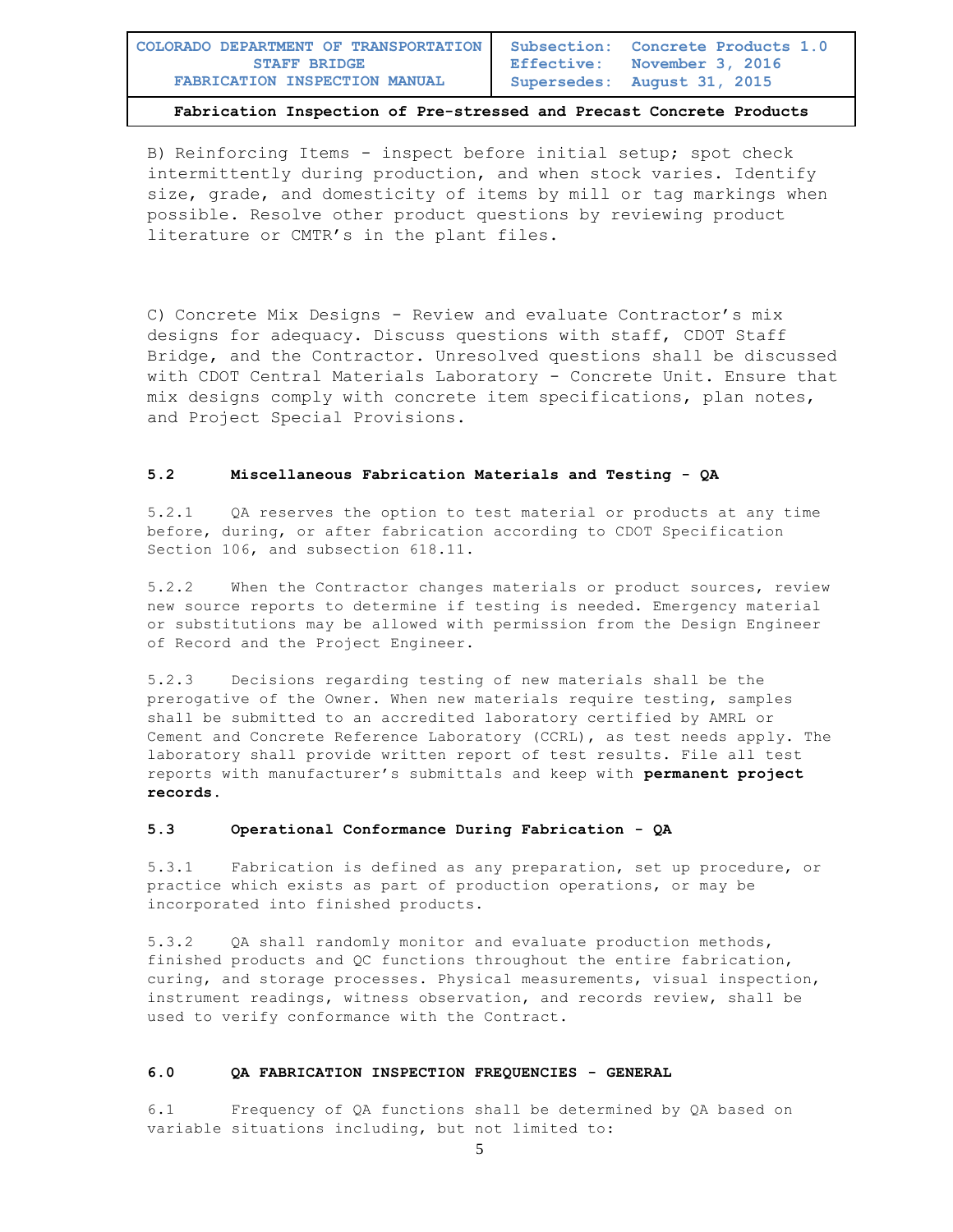B) Reinforcing Items - inspect before initial setup; spot check intermittently during production, and when stock varies. Identify size, grade, and domesticity of items by mill or tag markings when possible. Resolve other product questions by reviewing product literature or CMTR's in the plant files.

C) Concrete Mix Designs - Review and evaluate Contractor's mix designs for adequacy. Discuss questions with staff, CDOT Staff Bridge, and the Contractor. Unresolved questions shall be discussed with CDOT Central Materials Laboratory - Concrete Unit. Ensure that mix designs comply with concrete item specifications, plan notes, and Project Special Provisions.

### 5.2 Miscellaneous Fabrication Materials and Testing - QA

5.2.1 QA reserves the option to test material or products at any time before, during, or after fabrication according to CDOT Specification Section 106, and subsection 618.11.

5.2.2 When the Contractor changes materials or product sources, review new source reports to determine if testing is needed. Emergency material or substitutions may be allowed with permission from the Design Engineer of Record and the Project Engineer.

5.2.3 Decisions regarding testing of new materials shall be the prerogative of the Owner. When new materials require testing, samples shall be submitted to an accredited laboratory certified by AMRL or Cement and Concrete Reference Laboratory (CCRL), as test needs apply. The laboratory shall provide written report of test results. File all test reports with manufacturer's submittals and keep with **permanent project records**.

### 5.3 Operational Conformance During Fabrication - QA

5.3.1 Fabrication is defined as any preparation, set up procedure, or practice which exists as part of production operations, or may be incorporated into finished products.

5.3.2 QA shall randomly monitor and evaluate production methods, finished products and QC functions throughout the entire fabrication, curing, and storage processes. Physical measurements, visual inspection, instrument readings, witness observation, and records review, shall be used to verify conformance with the Contract.

## 6.0 QA FABRICATION INSPECTION FREQUENCIES - GENERAL

6.1 Frequency of QA functions shall be determined by QA based on variable situations including, but not limited to: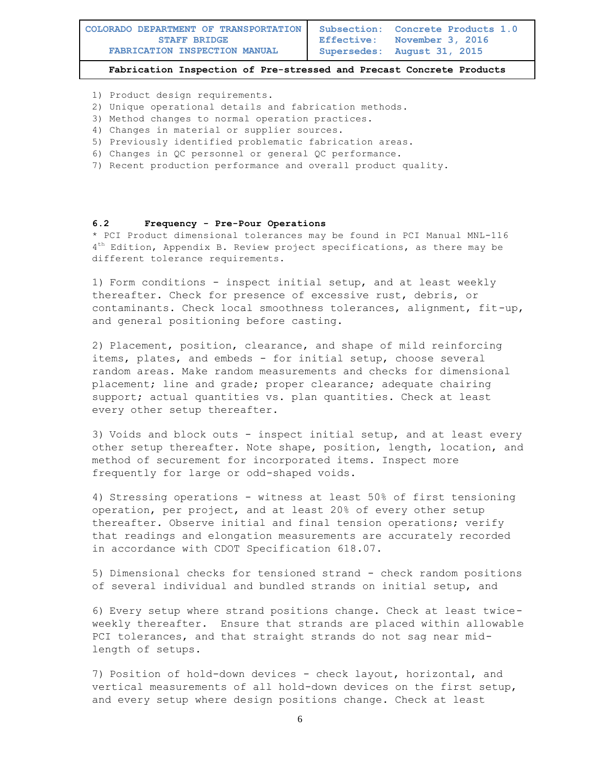1) Product design requirements.
2) Unique operational details and fabrication methods.
3) Method changes to normal operation practices.
4) Changes in material or supplier sources.
5) Previously identified problematic fabrication areas.
6) Changes in QC personnel or general QC performance.
7) Recent production performance and overall product quality.

### 6.2 Frequency - Pre-Pour Operations

* PCI Product dimensional tolerances may be found in PCI Manual MNL-116 4th Edition, Appendix B. Review project specifications, as there may be different tolerance requirements.

1) Form conditions - inspect initial setup, and at least weekly thereafter. Check for presence of excessive rust, debris, or contaminants. Check local smoothness tolerances, alignment, fit-up, and general positioning before casting.

2) Placement, position, clearance, and shape of mild reinforcing items, plates, and embeds - for initial setup, choose several random areas. Make random measurements and checks for dimensional placement; line and grade; proper clearance; adequate chairing support; actual quantities vs. plan quantities. Check at least every other setup thereafter.

3) Voids and block outs - inspect initial setup, and at least every other setup thereafter. Note shape, position, length, location, and method of securement for incorporated items. Inspect more frequently for large or odd-shaped voids.

4) Stressing operations - witness at least 50% of first tensioning operation, per project, and at least 20% of every other setup thereafter. Observe initial and final tension operations; verify that readings and elongation measurements are accurately recorded in accordance with CDOT Specification 618.07.

5) Dimensional checks for tensioned strand - check random positions of several individual and bundled strands on initial setup, and

6) Every setup where strand positions change. Check at least twice-weekly thereafter. Ensure that strands are placed within allowable PCI tolerances, and that straight strands do not sag near mid-length of setups.

7) Position of hold-down devices - check layout, horizontal, and vertical measurements of all hold-down devices on the first setup, and every setup where design positions change. Check at least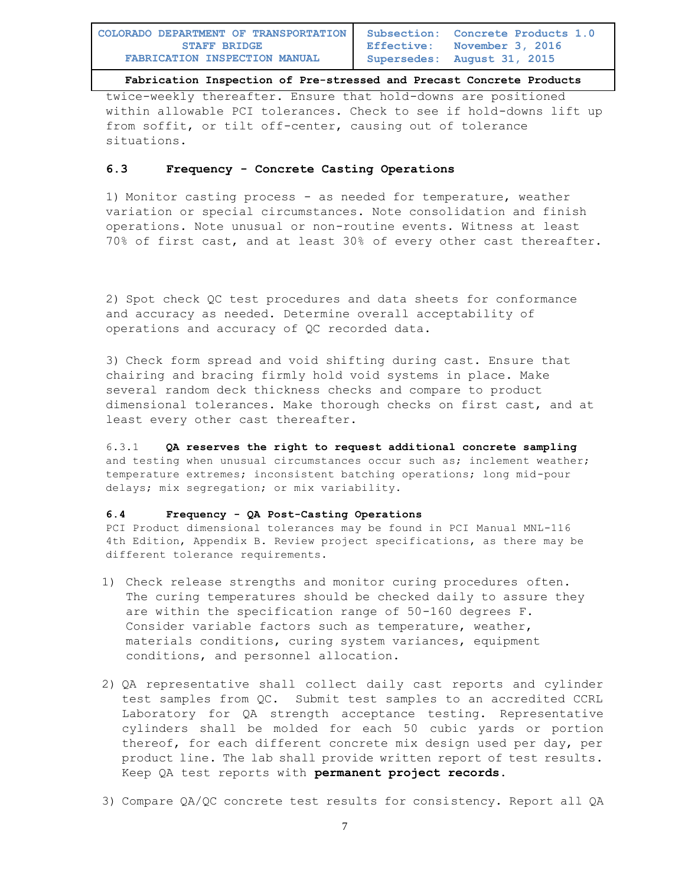twice-weekly thereafter. Ensure that hold-downs are positioned within allowable PCI tolerances. Check to see if hold-downs lift up from soffit, or tilt off-center, causing out of tolerance situations.

### 6.3 Frequency - Concrete Casting Operations

1) Monitor casting process - as needed for temperature, weather variation or special circumstances. Note consolidation and finish operations. Note unusual or non-routine events. Witness at least 70% of first cast, and at least 30% of every other cast thereafter.

2) Spot check QC test procedures and data sheets for conformance and accuracy as needed. Determine overall acceptability of operations and accuracy of QC recorded data.

3) Check form spread and void shifting during cast. Ensure that chairing and bracing firmly hold void systems in place. Make several random deck thickness checks and compare to product dimensional tolerances. Make thorough checks on first cast, and at least every other cast thereafter.

6.3.1 **QA reserves the right to request additional concrete sampling** and testing when unusual circumstances occur such as; inclement weather; temperature extremes; inconsistent batching operations; long mid-pour delays; mix segregation; or mix variability.

### 6.4 Frequency - QA Post-Casting Operations

PCI Product dimensional tolerances may be found in PCI Manual MNL-116 4th Edition, Appendix B. Review project specifications, as there may be different tolerance requirements.

1) Check release strengths and monitor curing procedures often. The curing temperatures should be checked daily to assure they are within the specification range of 50-160 degrees F. Consider variable factors such as temperature, weather, materials conditions, curing system variances, equipment conditions, and personnel allocation.

2) QA representative shall collect daily cast reports and cylinder test samples from QC. Submit test samples to an accredited CCRL Laboratory for QA strength acceptance testing. Representative cylinders shall be molded for each 50 cubic yards or portion thereof, for each different concrete mix design used per day, per product line. The lab shall provide written report of test results. Keep QA test reports with **permanent project records**.

3) Compare QA/QC concrete test results for consistency. Report all QA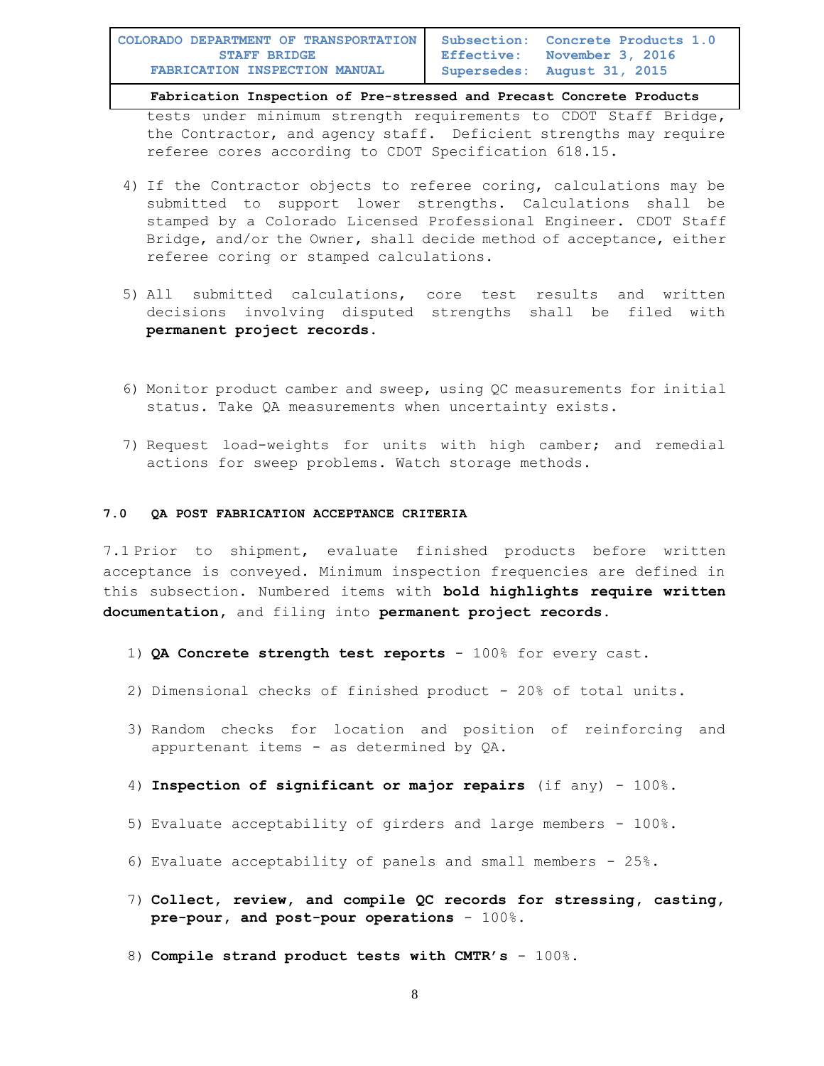tests under minimum strength requirements to CDOT Staff Bridge, the Contractor, and agency staff. Deficient strengths may require referee cores according to CDOT Specification 618.15.

4) If the Contractor objects to referee coring, calculations may be submitted to support lower strengths. Calculations shall be stamped by a Colorado Licensed Professional Engineer. CDOT Staff Bridge, and/or the Owner, shall decide method of acceptance, either referee coring or stamped calculations.

5) All submitted calculations, core test results and written decisions involving disputed strengths shall be filed with **permanent project records**.

6) Monitor product camber and sweep, using QC measurements for initial status. Take QA measurements when uncertainty exists.

7) Request load-weights for units with high camber; and remedial actions for sweep problems. Watch storage methods.

## 7.0 QA POST FABRICATION ACCEPTANCE CRITERIA

7.1 Prior to shipment, evaluate finished products before written acceptance is conveyed. Minimum inspection frequencies are defined in this subsection. Numbered items with **bold highlights require written documentation**, and filing into **permanent project records**.

1) **QA Concrete strength test reports** - 100% for every cast.

2) Dimensional checks of finished product - 20% of total units.

3) Random checks for location and position of reinforcing and appurtenant items - as determined by QA.

4) **Inspection of significant or major repairs** (if any) - 100%.

5) Evaluate acceptability of girders and large members - 100%.

6) Evaluate acceptability of panels and small members - 25%.

7) **Collect, review, and compile QC records for stressing, casting, pre-pour, and post-pour operations** - 100%.

8) **Compile strand product tests with CMTR's** - 100%.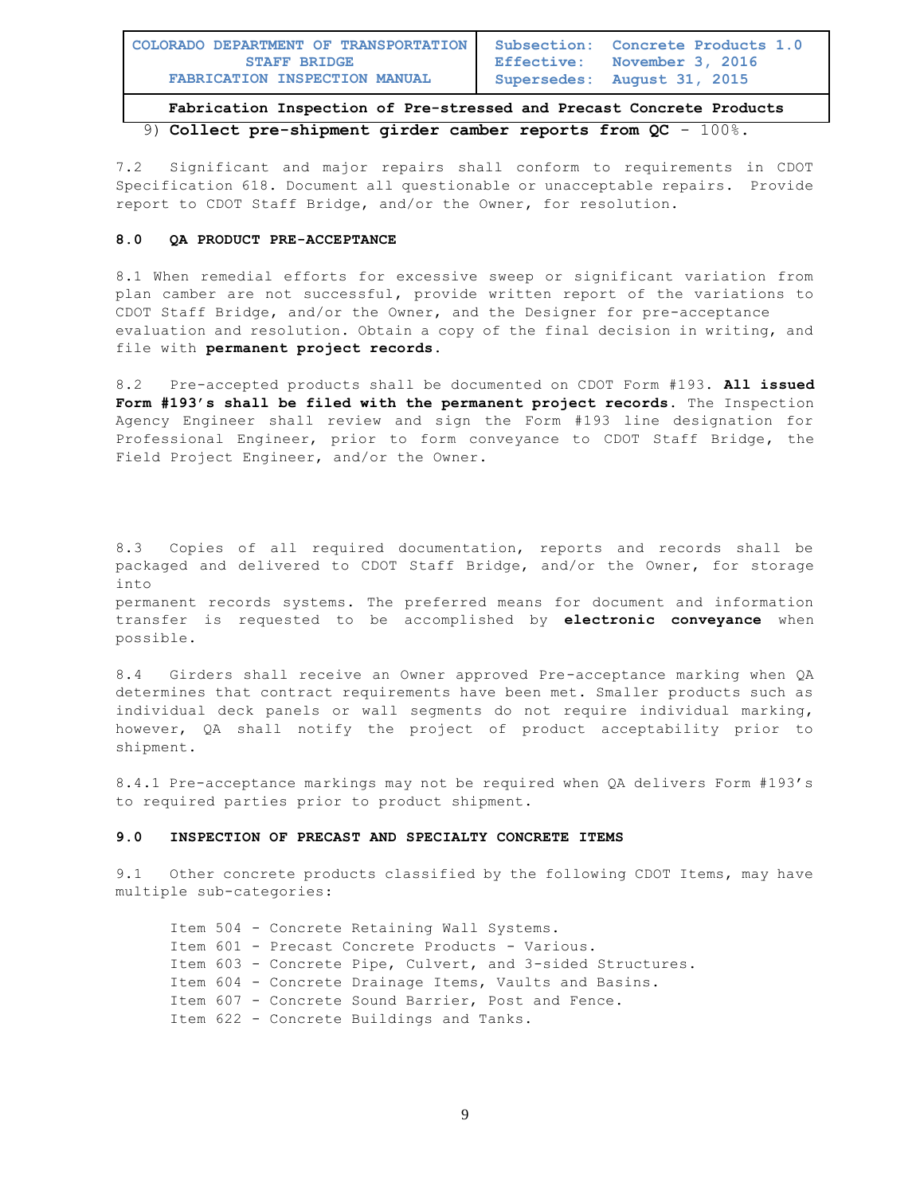9) **Collect pre-shipment girder camber reports from QC** - 100%.

7.2 Significant and major repairs shall conform to requirements in CDOT Specification 618. Document all questionable or unacceptable repairs. Provide report to CDOT Staff Bridge, and/or the Owner, for resolution.

**8.0 QA PRODUCT PRE-ACCEPTANCE**

8.1 When remedial efforts for excessive sweep or significant variation from plan camber are not successful, provide written report of the variations to CDOT Staff Bridge, and/or the Owner, and the Designer for pre-acceptance evaluation and resolution. Obtain a copy of the final decision in writing, and file with **permanent project records**.

8.2 Pre-accepted products shall be documented on CDOT Form #193. **All issued Form #193's shall be filed with the permanent project records.** The Inspection Agency Engineer shall review and sign the Form #193 line designation for Professional Engineer, prior to form conveyance to CDOT Staff Bridge, the Field Project Engineer, and/or the Owner.

8.3 Copies of all required documentation, reports and records shall be packaged and delivered to CDOT Staff Bridge, and/or the Owner, for storage into permanent records systems. The preferred means for document and information transfer is requested to be accomplished by **electronic conveyance** when possible.

8.4 Girders shall receive an Owner approved Pre-acceptance marking when QA determines that contract requirements have been met. Smaller products such as individual deck panels or wall segments do not require individual marking, however, QA shall notify the project of product acceptability prior to shipment.

8.4.1 Pre-acceptance markings may not be required when QA delivers Form #193's to required parties prior to product shipment.

**9.0 INSPECTION OF PRECAST AND SPECIALTY CONCRETE ITEMS**

9.1 Other concrete products classified by the following CDOT Items, may have multiple sub-categories:

Item 504 - Concrete Retaining Wall Systems.
Item 601 - Precast Concrete Products - Various.
Item 603 - Concrete Pipe, Culvert, and 3-sided Structures.
Item 604 - Concrete Drainage Items, Vaults and Basins.
Item 607 - Concrete Sound Barrier, Post and Fence.
Item 622 - Concrete Buildings and Tanks.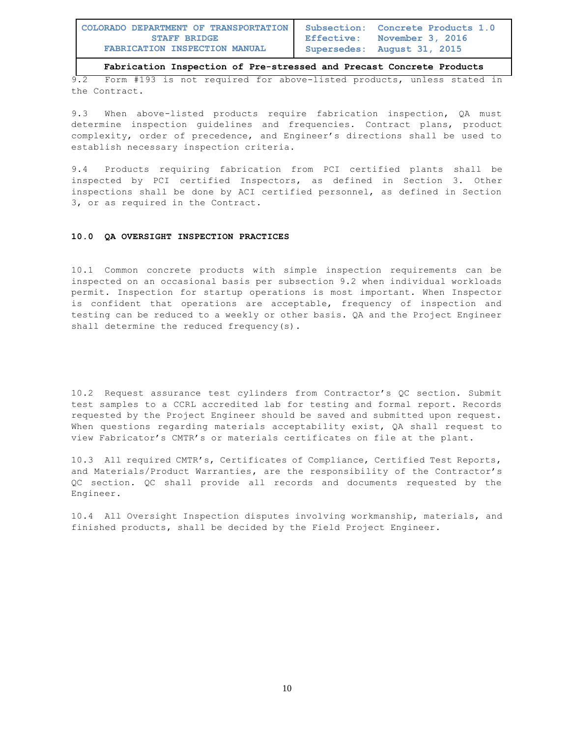9.2 Form #193 is not required for above-listed products, unless stated in the Contract.

9.3 When above-listed products require fabrication inspection, QA must determine inspection guidelines and frequencies. Contract plans, product complexity, order of precedence, and Engineer's directions shall be used to establish necessary inspection criteria.

9.4 Products requiring fabrication from PCI certified plants shall be inspected by PCI certified Inspectors, as defined in Section 3. Other inspections shall be done by ACI certified personnel, as defined in Section 3, or as required in the Contract.

## 10.0 QA OVERSIGHT INSPECTION PRACTICES

10.1 Common concrete products with simple inspection requirements can be inspected on an occasional basis per subsection 9.2 when individual workloads permit. Inspection for startup operations is most important. When Inspector is confident that operations are acceptable, frequency of inspection and testing can be reduced to a weekly or other basis. QA and the Project Engineer shall determine the reduced frequency(s).

10.2 Request assurance test cylinders from Contractor's QC section. Submit test samples to a CCRL accredited lab for testing and formal report. Records requested by the Project Engineer should be saved and submitted upon request. When questions regarding materials acceptability exist, QA shall request to view Fabricator's CMTR's or materials certificates on file at the plant.

10.3 All required CMTR's, Certificates of Compliance, Certified Test Reports, and Materials/Product Warranties, are the responsibility of the Contractor's QC section. QC shall provide all records and documents requested by the Engineer.

10.4 All Oversight Inspection disputes involving workmanship, materials, and finished products, shall be decided by the Field Project Engineer.